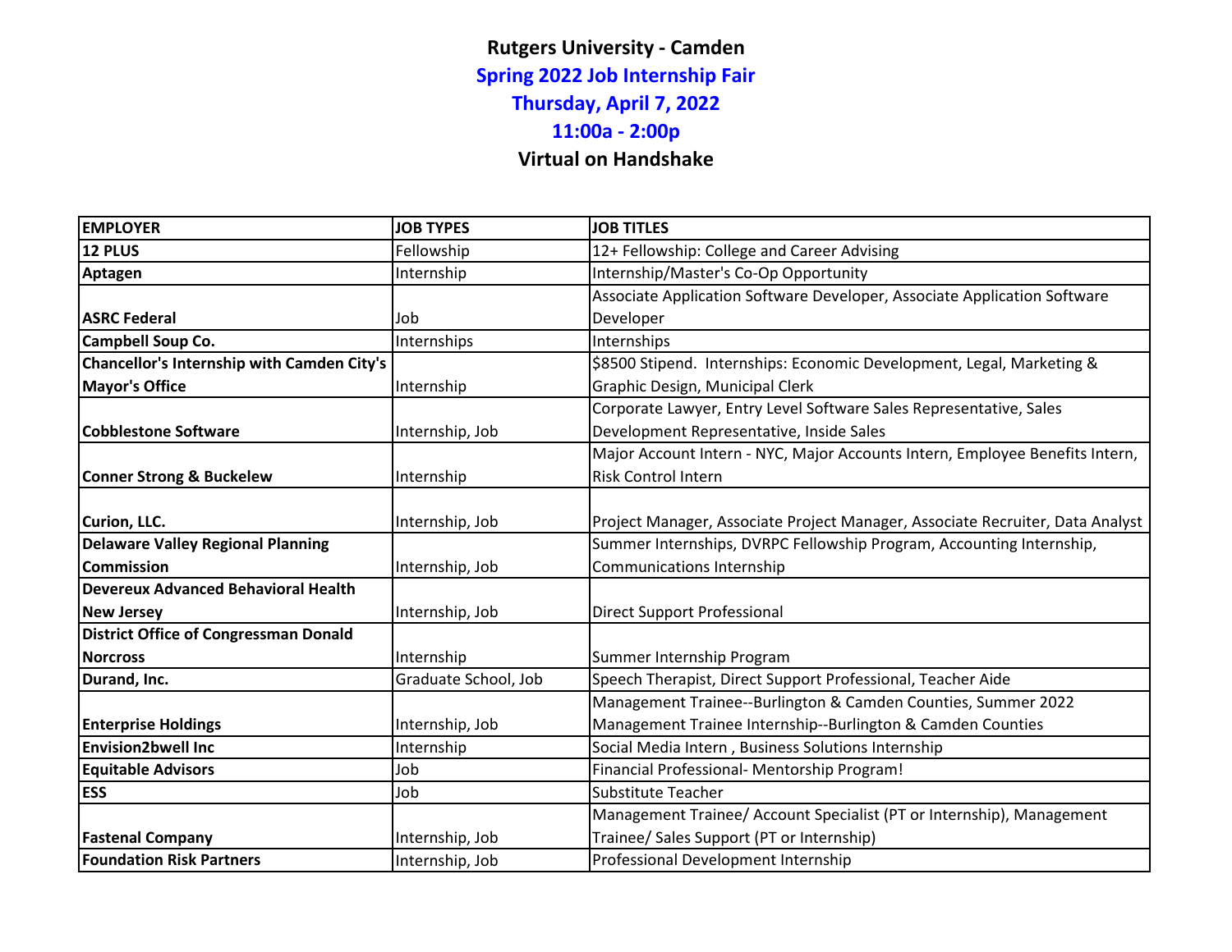# Rutgers University - Camden

## Spring 2022 Job Internship Fair

## Thursday, April 7, 2022

## 11:00a - 2:00p

## Virtual on Handshake

| EMPLOYER | JOB TYPES | JOB TITLES |
| --- | --- | --- |
| **12 PLUS** | Fellowship | 12+ Fellowship: College and Career Advising |
| **Aptagen** | Internship | Internship/Master's Co-Op Opportunity |
| **ASRC Federal** | Job | Associate Application Software Developer, Associate Application Software Developer |
| **Campbell Soup Co.** | Internships | Internships |
| **Chancellor's Internship with Camden City's Mayor's Office** | Internship | $8500 Stipend. Internships: Economic Development, Legal, Marketing & Graphic Design, Municipal Clerk |
| **Cobblestone Software** | Internship, Job | Corporate Lawyer, Entry Level Software Sales Representative, Sales Development Representative, Inside Sales |
| **Conner Strong & Buckelew** | Internship | Major Account Intern - NYC, Major Accounts Intern, Employee Benefits Intern, Risk Control Intern |
| **Curion, LLC.** | Internship, Job | Project Manager, Associate Project Manager, Associate Recruiter, Data Analyst |
| **Delaware Valley Regional Planning Commission** | Internship, Job | Summer Internships, DVRPC Fellowship Program, Accounting Internship, Communications Internship |
| **Devereux Advanced Behavioral Health New Jersey** | Internship, Job | Direct Support Professional |
| **District Office of Congressman Donald Norcross** | Internship | Summer Internship Program |
| **Durand, Inc.** | Graduate School, Job | Speech Therapist, Direct Support Professional, Teacher Aide |
| **Enterprise Holdings** | Internship, Job | Management Trainee--Burlington & Camden Counties, Summer 2022 Management Trainee Internship--Burlington & Camden Counties |
| **Envision2bwell Inc** | Internship | Social Media Intern , Business Solutions Internship |
| **Equitable Advisors** | Job | Financial Professional- Mentorship Program! |
| **ESS** | Job | Substitute Teacher |
| **Fastenal Company** | Internship, Job | Management Trainee/ Account Specialist (PT or Internship), Management Trainee/ Sales Support (PT or Internship) |
| **Foundation Risk Partners** | Internship, Job | Professional Development Internship |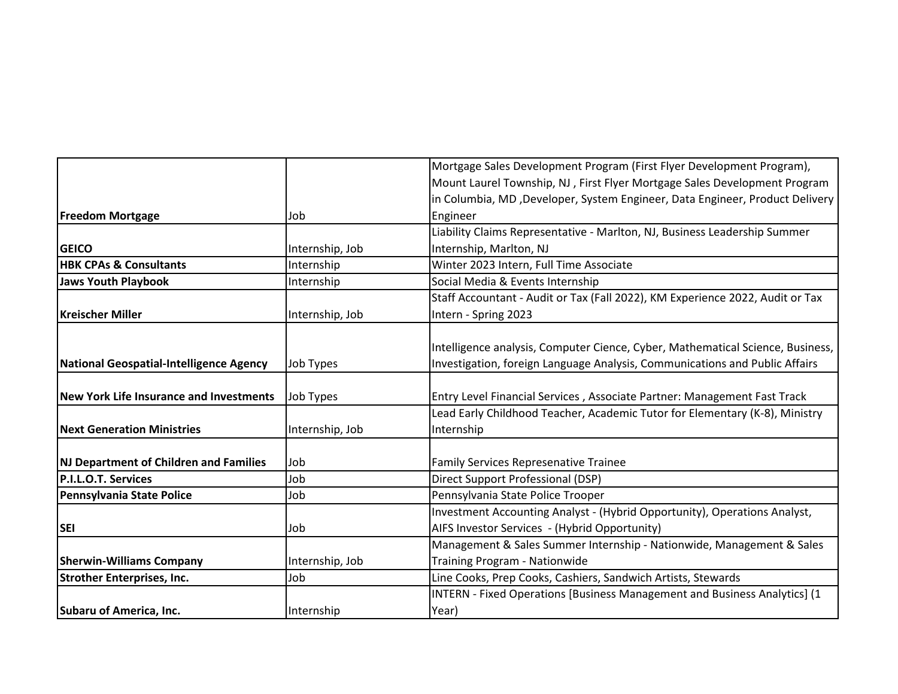| **Freedom Mortgage** | Job | Mortgage Sales Development Program (First Flyer Development Program), Mount Laurel Township, NJ , First Flyer Mortgage Sales Development Program in Columbia, MD ,Developer, System Engineer, Data Engineer, Product Delivery Engineer |
|---|---|---|
| **GEICO** | Internship, Job | Liability Claims Representative - Marlton, NJ, Business Leadership Summer Internship, Marlton, NJ |
| **HBK CPAs & Consultants** | Internship | Winter 2023 Intern, Full Time Associate |
| **Jaws Youth Playbook** | Internship | Social Media & Events Internship |
| **Kreischer Miller** | Internship, Job | Staff Accountant - Audit or Tax (Fall 2022), KM Experience 2022, Audit or Tax Intern - Spring 2023 |
| **National Geospatial-Intelligence Agency** | Job Types | Intelligence analysis, Computer Cience, Cyber, Mathematical Science, Business, Investigation, foreign Language Analysis, Communications and Public Affairs |
| **New York Life Insurance and Investments** | Job Types | Entry Level Financial Services , Associate Partner: Management Fast Track |
| **Next Generation Ministries** | Internship, Job | Lead Early Childhood Teacher, Academic Tutor for Elementary (K-8), Ministry Internship |
| **NJ Department of Children and Families** | Job | Family Services Represenative Trainee |
| **P.I.L.O.T. Services** | Job | Direct Support Professional (DSP) |
| **Pennsylvania State Police** | Job | Pennsylvania State Police Trooper |
| **SEI** | Job | Investment Accounting Analyst - (Hybrid Opportunity), Operations Analyst, AIFS Investor Services - (Hybrid Opportunity) |
| **Sherwin-Williams Company** | Internship, Job | Management & Sales Summer Internship - Nationwide, Management & Sales Training Program - Nationwide |
| **Strother Enterprises, Inc.** | Job | Line Cooks, Prep Cooks, Cashiers, Sandwich Artists, Stewards |
| **Subaru of America, Inc.** | Internship | INTERN - Fixed Operations [Business Management and Business Analytics] (1 Year) |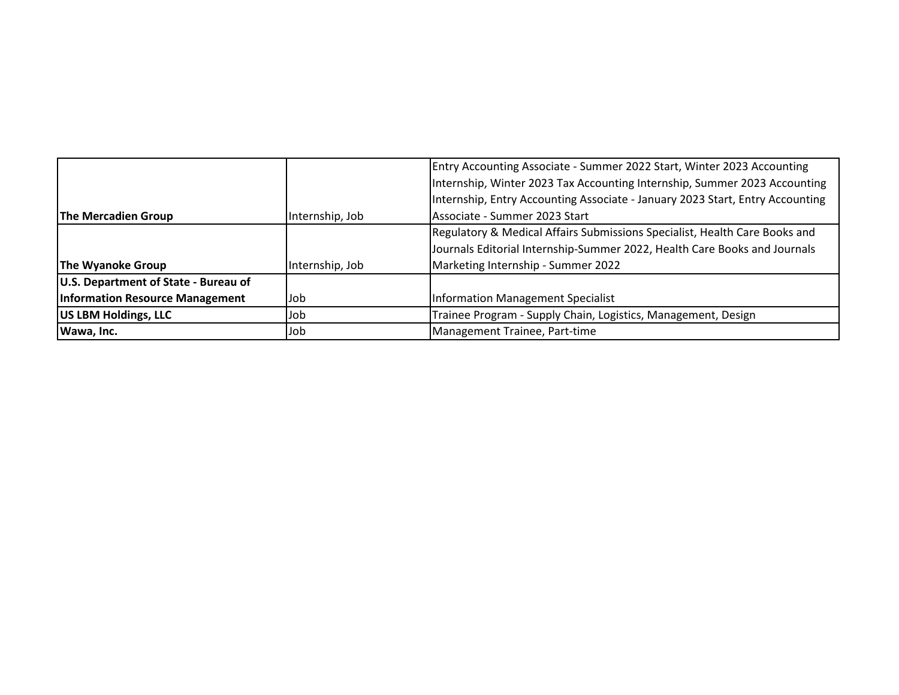| | | |
|---|---|---|
| **The Mercadien Group** | Internship, Job | Entry Accounting Associate - Summer 2022 Start, Winter 2023 Accounting Internship, Winter 2023 Tax Accounting Internship, Summer 2023 Accounting Internship, Entry Accounting Associate - January 2023 Start, Entry Accounting Associate - Summer 2023 Start |
| **The Wyanoke Group** | Internship, Job | Regulatory & Medical Affairs Submissions Specialist, Health Care Books and Journals Editorial Internship-Summer 2022, Health Care Books and Journals Marketing Internship - Summer 2022 |
| **U.S. Department of State - Bureau of Information Resource Management** | Job | Information Management Specialist |
| **US LBM Holdings, LLC** | Job | Trainee Program - Supply Chain, Logistics, Management, Design |
| **Wawa, Inc.** | Job | Management Trainee, Part-time |